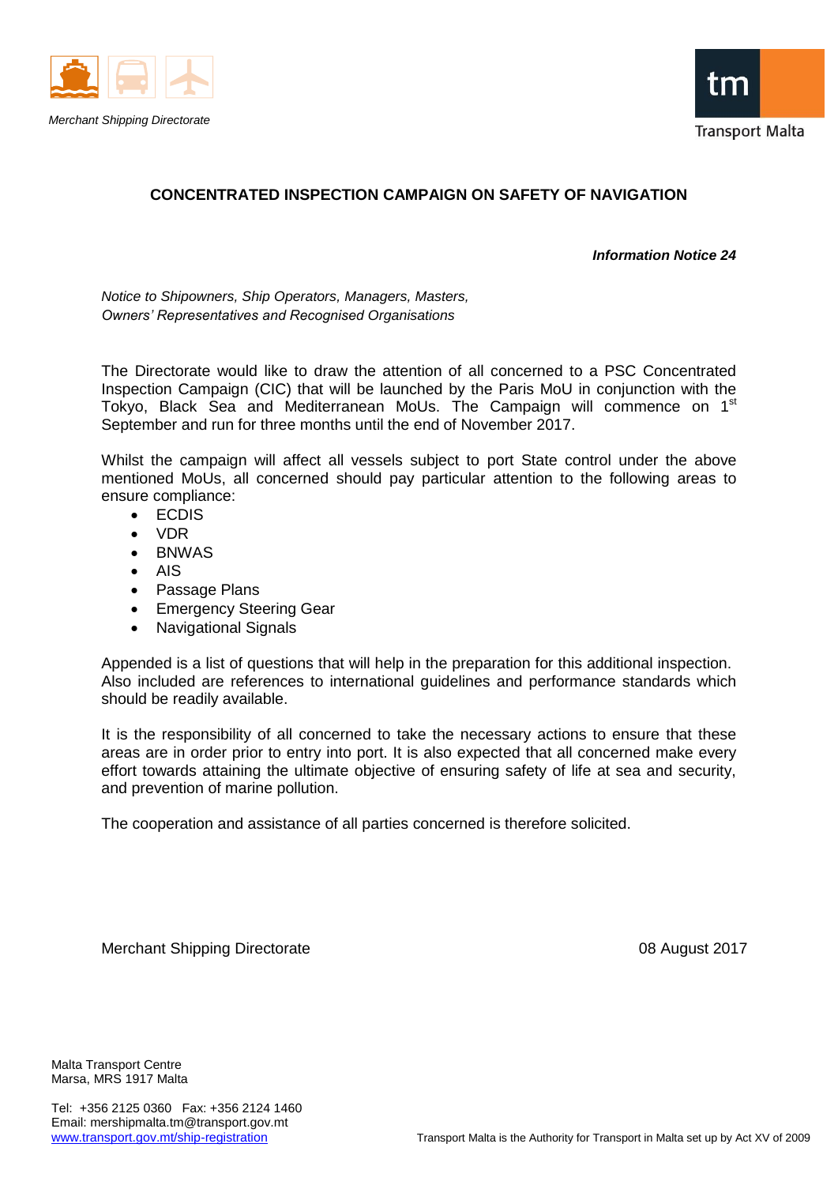Merchant Shipping Directorate

Transport Malta

# CONCENTRATED INSPECTION CAMPAIGN ON SAFETY OF NAVIGATION

***Information Notice 24***

*Notice to Shipowners, Ship Operators, Managers, Masters, Owners' Representatives and Recognised Organisations*

The Directorate would like to draw the attention of all concerned to a PSC Concentrated Inspection Campaign (CIC) that will be launched by the Paris MoU in conjunction with the Tokyo, Black Sea and Mediterranean MoUs. The Campaign will commence on 1st September and run for three months until the end of November 2017.

Whilst the campaign will affect all vessels subject to port State control under the above mentioned MoUs, all concerned should pay particular attention to the following areas to ensure compliance:

- ECDIS
- VDR
- BNWAS
- AIS
- Passage Plans
- Emergency Steering Gear
- Navigational Signals

Appended is a list of questions that will help in the preparation for this additional inspection. Also included are references to international guidelines and performance standards which should be readily available.

It is the responsibility of all concerned to take the necessary actions to ensure that these areas are in order prior to entry into port. It is also expected that all concerned make every effort towards attaining the ultimate objective of ensuring safety of life at sea and security, and prevention of marine pollution.

The cooperation and assistance of all parties concerned is therefore solicited.

Merchant Shipping Directorate — 08 August 2017

Malta Transport Centre
Marsa, MRS 1917 Malta

Tel: +356 2125 0360 Fax: +356 2124 1460
Email: mershipmalta.tm@transport.gov.mt
www.transport.gov.mt/ship-registration

Transport Malta is the Authority for Transport in Malta set up by Act XV of 2009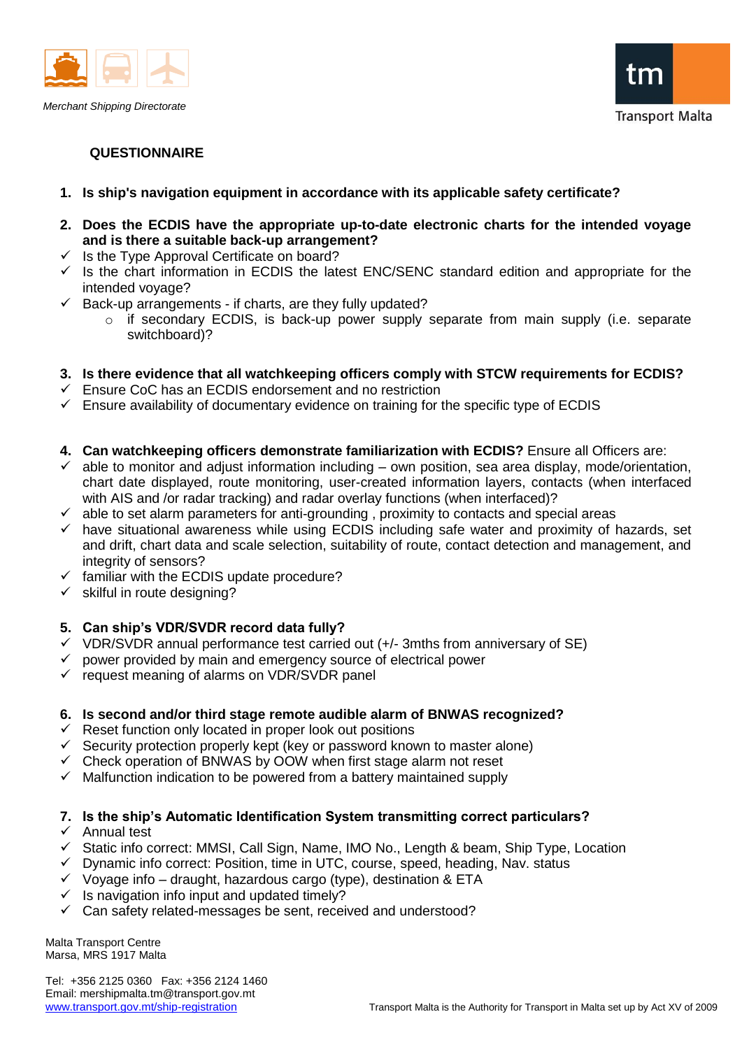## QUESTIONNAIRE

1. **Is ship's navigation equipment in accordance with its applicable safety certificate?**

2. **Does the ECDIS have the appropriate up-to-date electronic charts for the intended voyage and is there a suitable back-up arrangement?**
- ✓ Is the Type Approval Certificate on board?
- ✓ Is the chart information in ECDIS the latest ENC/SENC standard edition and appropriate for the intended voyage?
- ✓ Back-up arrangements - if charts, are they fully updated?
    - if secondary ECDIS, is back-up power supply separate from main supply (i.e. separate switchboard)?

3. **Is there evidence that all watchkeeping officers comply with STCW requirements for ECDIS?**
- ✓ Ensure CoC has an ECDIS endorsement and no restriction
- ✓ Ensure availability of documentary evidence on training for the specific type of ECDIS

4. **Can watchkeeping officers demonstrate familiarization with ECDIS?** Ensure all Officers are:
- ✓ able to monitor and adjust information including – own position, sea area display, mode/orientation, chart date displayed, route monitoring, user-created information layers, contacts (when interfaced with AIS and /or radar tracking) and radar overlay functions (when interfaced)?
- ✓ able to set alarm parameters for anti-grounding , proximity to contacts and special areas
- ✓ have situational awareness while using ECDIS including safe water and proximity of hazards, set and drift, chart data and scale selection, suitability of route, contact detection and management, and integrity of sensors?
- ✓ familiar with the ECDIS update procedure?
- ✓ skilful in route designing?

5. **Can ship's VDR/SVDR record data fully?**
- ✓ VDR/SVDR annual performance test carried out (+/- 3mths from anniversary of SE)
- ✓ power provided by main and emergency source of electrical power
- ✓ request meaning of alarms on VDR/SVDR panel

6. **Is second and/or third stage remote audible alarm of BNWAS recognized?**
- ✓ Reset function only located in proper look out positions
- ✓ Security protection properly kept (key or password known to master alone)
- ✓ Check operation of BNWAS by OOW when first stage alarm not reset
- ✓ Malfunction indication to be powered from a battery maintained supply

7. **Is the ship's Automatic Identification System transmitting correct particulars?**
- ✓ Annual test
- ✓ Static info correct: MMSI, Call Sign, Name, IMO No., Length & beam, Ship Type, Location
- ✓ Dynamic info correct: Position, time in UTC, course, speed, heading, Nav. status
- ✓ Voyage info – draught, hazardous cargo (type), destination & ETA
- ✓ Is navigation info input and updated timely?
- ✓ Can safety related-messages be sent, received and understood?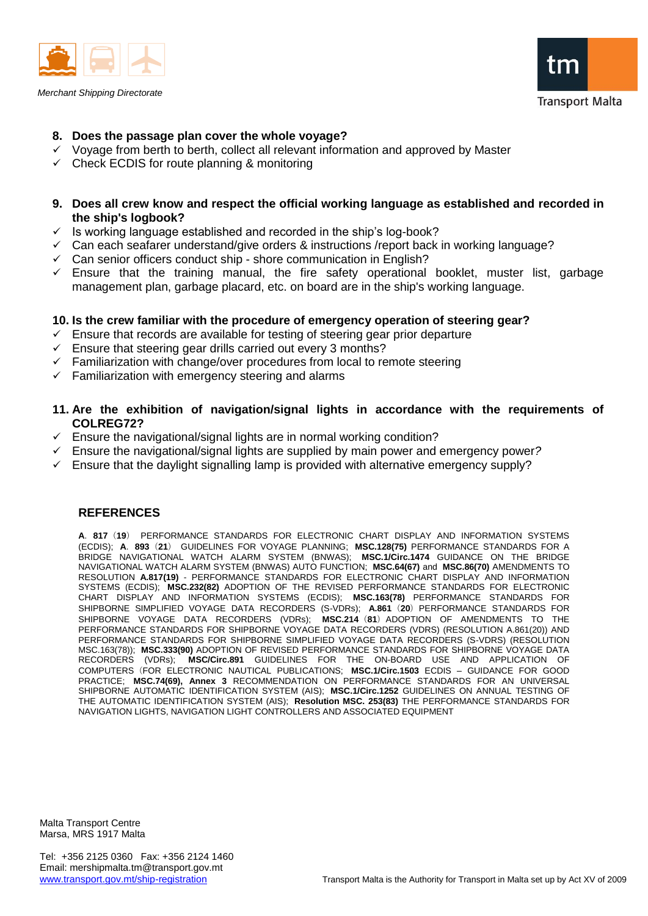8. **Does the passage plan cover the whole voyage?**
- ✓ Voyage from berth to berth, collect all relevant information and approved by Master
- ✓ Check ECDIS for route planning & monitoring

9. **Does all crew know and respect the official working language as established and recorded in the ship's logbook?**
- ✓ Is working language established and recorded in the ship's log-book?
- ✓ Can each seafarer understand/give orders & instructions /report back in working language?
- ✓ Can senior officers conduct ship - shore communication in English?
- ✓ Ensure that the training manual, the fire safety operational booklet, muster list, garbage management plan, garbage placard, etc. on board are in the ship's working language.

10. **Is the crew familiar with the procedure of emergency operation of steering gear?**
- ✓ Ensure that records are available for testing of steering gear prior departure
- ✓ Ensure that steering gear drills carried out every 3 months?
- ✓ Familiarization with change/over procedures from local to remote steering
- ✓ Familiarization with emergency steering and alarms

11. **Are the exhibition of navigation/signal lights in accordance with the requirements of COLREG72?**
- ✓ Ensure the navigational/signal lights are in normal working condition?
- ✓ Ensure the navigational/signal lights are supplied by main power and emergency power?
- ✓ Ensure that the daylight signalling lamp is provided with alternative emergency supply?

## REFERENCES

**A**. **817**（**19**） PERFORMANCE STANDARDS FOR ELECTRONIC CHART DISPLAY AND INFORMATION SYSTEMS (ECDIS); **A**. **893**（**21**） GUIDELINES FOR VOYAGE PLANNING; **MSC.128(75)** PERFORMANCE STANDARDS FOR A BRIDGE NAVIGATIONAL WATCH ALARM SYSTEM (BNWAS); **MSC.1/Circ.1474** GUIDANCE ON THE BRIDGE NAVIGATIONAL WATCH ALARM SYSTEM (BNWAS) AUTO FUNCTION; **MSC.64(67)** and **MSC.86(70)** AMENDMENTS TO RESOLUTION **A.817(19)** - PERFORMANCE STANDARDS FOR ELECTRONIC CHART DISPLAY AND INFORMATION SYSTEMS (ECDIS); **MSC.232(82)** ADOPTION OF THE REVISED PERFORMANCE STANDARDS FOR ELECTRONIC CHART DISPLAY AND INFORMATION SYSTEMS (ECDIS); **MSC.163(78)** PERFORMANCE STANDARDS FOR SHIPBORNE SIMPLIFIED VOYAGE DATA RECORDERS (S-VDRs); **A.861**（**20**） PERFORMANCE STANDARDS FOR SHIPBORNE VOYAGE DATA RECORDERS (VDRs); **MSC.214**（**81**） ADOPTION OF AMENDMENTS TO THE PERFORMANCE STANDARDS FOR SHIPBORNE VOYAGE DATA RECORDERS (VDRS) (RESOLUTION A.861(20)) AND PERFORMANCE STANDARDS FOR SHIPBORNE SIMPLIFIED VOYAGE DATA RECORDERS (S-VDRS) (RESOLUTION MSC.163(78)); **MSC.333(90)** ADOPTION OF REVISED PERFORMANCE STANDARDS FOR SHIPBORNE VOYAGE DATA RECORDERS (VDRs); **MSC/Circ.891** GUIDELINES FOR THE ON-BOARD USE AND APPLICATION OF COMPUTERS（FOR ELECTRONIC NAUTICAL PUBLICATIONS; **MSC.1/Circ.1503** ECDIS – GUIDANCE FOR GOOD PRACTICE; **MSC.74(69), Annex 3** RECOMMENDATION ON PERFORMANCE STANDARDS FOR AN UNIVERSAL SHIPBORNE AUTOMATIC IDENTIFICATION SYSTEM (AIS); **MSC.1/Circ.1252** GUIDELINES ON ANNUAL TESTING OF THE AUTOMATIC IDENTIFICATION SYSTEM (AIS); **Resolution MSC. 253(83)** THE PERFORMANCE STANDARDS FOR NAVIGATION LIGHTS, NAVIGATION LIGHT CONTROLLERS AND ASSOCIATED EQUIPMENT